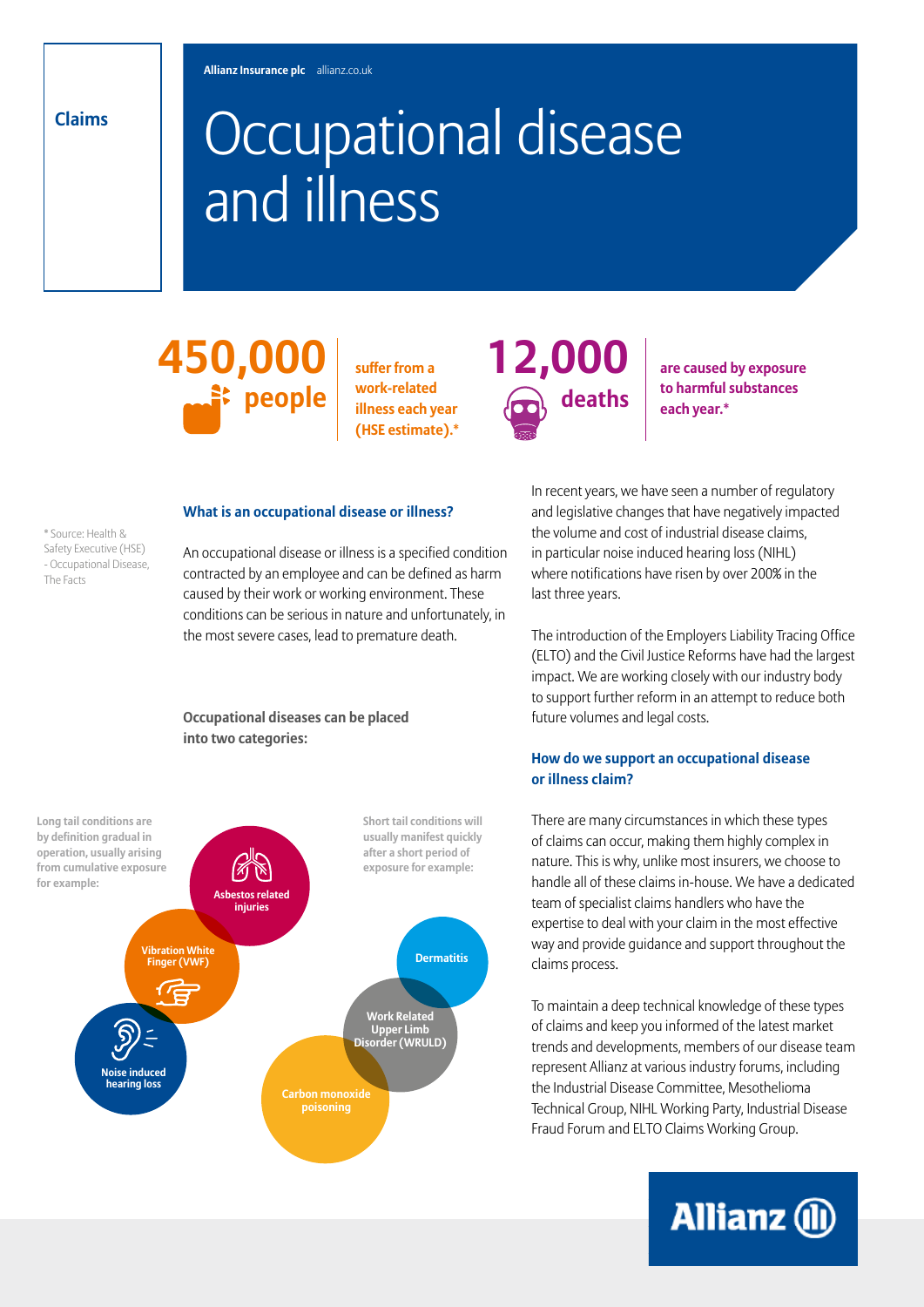Allianz Insurance plc allianz.co.uk

Claims

# Occupational disease and illness

**450,000 people** suffer from a work-related illness each year (HSE estimate).*

**12,000 deaths** are caused by exposure to harmful substances each year.*

* Source: Health & Safety Executive (HSE) - Occupational Disease, The Facts

## What is an occupational disease or illness?

An occupational disease or illness is a specified condition contracted by an employee and can be defined as harm caused by their work or working environment. These conditions can be serious in nature and unfortunately, in the most severe cases, lead to premature death.

**Occupational diseases can be placed into two categories:**

Long tail conditions are by definition gradual in operation, usually arising from cumulative exposure for example:

- Asbestos related injuries
- Vibration White Finger (VWF)
- Noise induced hearing loss

Short tail conditions will usually manifest quickly after a short period of exposure for example:

- Dermatitis
- Work Related Upper Limb Disorder (WRULD)
- Carbon monoxide poisoning

In recent years, we have seen a number of regulatory and legislative changes that have negatively impacted the volume and cost of industrial disease claims, in particular noise induced hearing loss (NIHL) where notifications have risen by over 200% in the last three years.

The introduction of the Employers Liability Tracing Office (ELTO) and the Civil Justice Reforms have had the largest impact. We are working closely with our industry body to support further reform in an attempt to reduce both future volumes and legal costs.

## How do we support an occupational disease or illness claim?

There are many circumstances in which these types of claims can occur, making them highly complex in nature. This is why, unlike most insurers, we choose to handle all of these claims in-house. We have a dedicated team of specialist claims handlers who have the expertise to deal with your claim in the most effective way and provide guidance and support throughout the claims process.

To maintain a deep technical knowledge of these types of claims and keep you informed of the latest market trends and developments, members of our disease team represent Allianz at various industry forums, including the Industrial Disease Committee, Mesothelioma Technical Group, NIHL Working Party, Industrial Disease Fraud Forum and ELTO Claims Working Group.

Allianz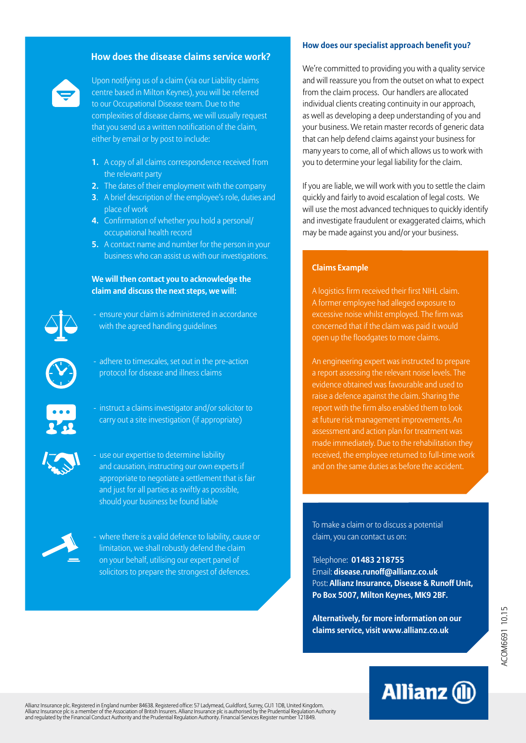## How does the disease claims service work?

Upon notifying us of a claim (via our Liability claims centre based in Milton Keynes), you will be referred to our Occupational Disease team. Due to the complexities of disease claims, we will usually request that you send us a written notification of the claim, either by email or by post to include:

1. A copy of all claims correspondence received from the relevant party
2. The dates of their employment with the company
3. A brief description of the employee's role, duties and place of work
4. Confirmation of whether you hold a personal/ occupational health record
5. A contact name and number for the person in your business who can assist us with our investigations.

**We will then contact you to acknowledge the claim and discuss the next steps, we will:**

- ensure your claim is administered in accordance with the agreed handling guidelines
- adhere to timescales, set out in the pre-action protocol for disease and illness claims
- instruct a claims investigator and/or solicitor to carry out a site investigation (if appropriate)
- use our expertise to determine liability and causation, instructing our own experts if appropriate to negotiate a settlement that is fair and just for all parties as swiftly as possible, should your business be found liable
- where there is a valid defence to liability, cause or limitation, we shall robustly defend the claim on your behalf, utilising our expert panel of solicitors to prepare the strongest of defences.

### How does our specialist approach benefit you?

We're committed to providing you with a quality service and will reassure you from the outset on what to expect from the claim process. Our handlers are allocated individual clients creating continuity in our approach, as well as developing a deep understanding of you and your business. We retain master records of generic data that can help defend claims against your business for many years to come, all of which allows us to work with you to determine your legal liability for the claim.

If you are liable, we will work with you to settle the claim quickly and fairly to avoid escalation of legal costs. We will use the most advanced techniques to quickly identify and investigate fraudulent or exaggerated claims, which may be made against you and/or your business.

**Claims Example**

A logistics firm received their first NIHL claim. A former employee had alleged exposure to excessive noise whilst employed. The firm was concerned that if the claim was paid it would open up the floodgates to more claims.

An engineering expert was instructed to prepare a report assessing the relevant noise levels. The evidence obtained was favourable and used to raise a defence against the claim. Sharing the report with the firm also enabled them to look at future risk management improvements. An assessment and action plan for treatment was made immediately. Due to the rehabilitation they received, the employee returned to full-time work and on the same duties as before the accident.

To make a claim or to discuss a potential claim, you can contact us on:

Telephone: **01483 218755**
Email: **disease.runoff@allianz.co.uk**
Post: **Allianz Insurance, Disease & Runoff Unit, Po Box 5007, Milton Keynes, MK9 2BF.**

**Alternatively, for more information on our claims service, visit www.allianz.co.uk**

ACOM6691 10.15

Allianz

Allianz Insurance plc. Registered in England number 84638. Registered office: 57 Ladymead, Guildford, Surrey, GU1 1DB, United Kingdom.
Allianz Insurance plc is a member of the Association of British Insurers. Allianz Insurance plc is authorised by the Prudential Regulation Authority and regulated by the Financial Conduct Authority and the Prudential Regulation Authority. Financial Services Register number 121849.